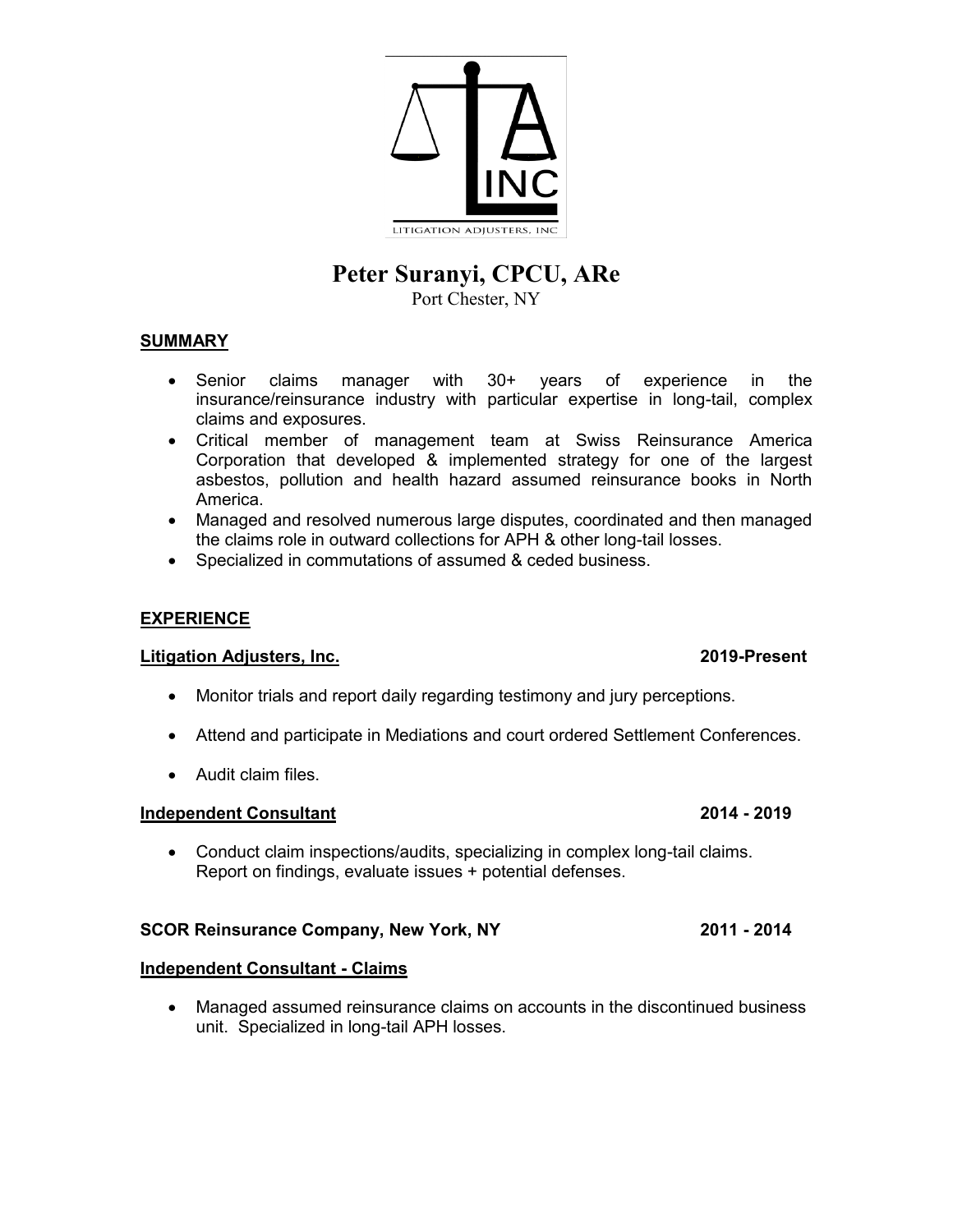LITIGATION ADJUSTERS, INC

# Peter Suranyi, CPCU, ARe

Port Chester, NY

## SUMMARY

- Senior claims manager with 30+ years of experience in the insurance/reinsurance industry with particular expertise in long-tail, complex claims and exposures.
- Critical member of management team at Swiss Reinsurance America Corporation that developed & implemented strategy for one of the largest asbestos, pollution and health hazard assumed reinsurance books in North America.
- Managed and resolved numerous large disputes, coordinated and then managed the claims role in outward collections for APH & other long-tail losses.
- Specialized in commutations of assumed & ceded business.

## EXPERIENCE

### Litigation Adjusters, Inc. — 2019-Present

- Monitor trials and report daily regarding testimony and jury perceptions.
- Attend and participate in Mediations and court ordered Settlement Conferences.
- Audit claim files.

### Independent Consultant — 2014 - 2019

- Conduct claim inspections/audits, specializing in complex long-tail claims. Report on findings, evaluate issues + potential defenses.

### SCOR Reinsurance Company, New York, NY — 2011 - 2014

**Independent Consultant - Claims**

- Managed assumed reinsurance claims on accounts in the discontinued business unit. Specialized in long-tail APH losses.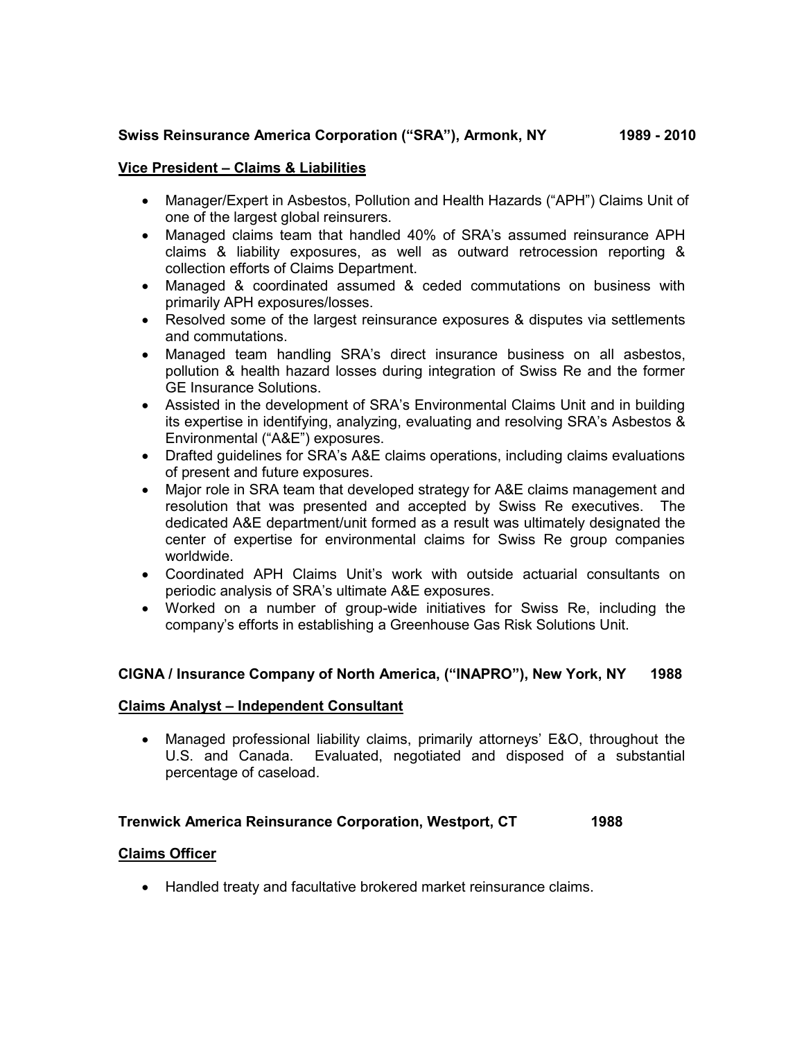**Swiss Reinsurance America Corporation ("SRA"), Armonk, NY 1989 - 2010**

**Vice President – Claims & Liabilities**

- Manager/Expert in Asbestos, Pollution and Health Hazards ("APH") Claims Unit of one of the largest global reinsurers.
- Managed claims team that handled 40% of SRA's assumed reinsurance APH claims & liability exposures, as well as outward retrocession reporting & collection efforts of Claims Department.
- Managed & coordinated assumed & ceded commutations on business with primarily APH exposures/losses.
- Resolved some of the largest reinsurance exposures & disputes via settlements and commutations.
- Managed team handling SRA's direct insurance business on all asbestos, pollution & health hazard losses during integration of Swiss Re and the former GE Insurance Solutions.
- Assisted in the development of SRA's Environmental Claims Unit and in building its expertise in identifying, analyzing, evaluating and resolving SRA's Asbestos & Environmental ("A&E") exposures.
- Drafted guidelines for SRA's A&E claims operations, including claims evaluations of present and future exposures.
- Major role in SRA team that developed strategy for A&E claims management and resolution that was presented and accepted by Swiss Re executives. The dedicated A&E department/unit formed as a result was ultimately designated the center of expertise for environmental claims for Swiss Re group companies worldwide.
- Coordinated APH Claims Unit's work with outside actuarial consultants on periodic analysis of SRA's ultimate A&E exposures.
- Worked on a number of group-wide initiatives for Swiss Re, including the company's efforts in establishing a Greenhouse Gas Risk Solutions Unit.

**CIGNA / Insurance Company of North America, ("INAPRO"), New York, NY 1988**

**Claims Analyst – Independent Consultant**

- Managed professional liability claims, primarily attorneys' E&O, throughout the U.S. and Canada. Evaluated, negotiated and disposed of a substantial percentage of caseload.

**Trenwick America Reinsurance Corporation, Westport, CT 1988**

**Claims Officer**

- Handled treaty and facultative brokered market reinsurance claims.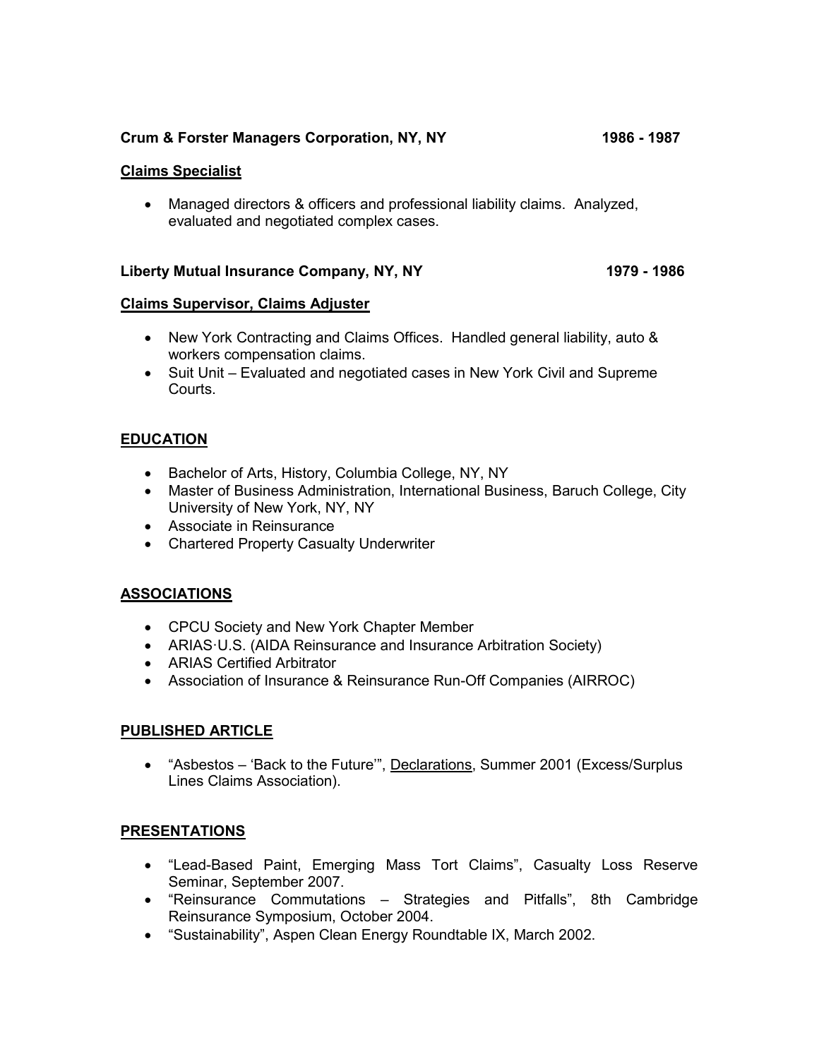**Crum & Forster Managers Corporation, NY, NY** **1986 - 1987**

**Claims Specialist**

- Managed directors & officers and professional liability claims. Analyzed, evaluated and negotiated complex cases.

**Liberty Mutual Insurance Company, NY, NY** **1979 - 1986**

**Claims Supervisor, Claims Adjuster**

- New York Contracting and Claims Offices. Handled general liability, auto & workers compensation claims.
- Suit Unit – Evaluated and negotiated cases in New York Civil and Supreme Courts.

## EDUCATION

- Bachelor of Arts, History, Columbia College, NY, NY
- Master of Business Administration, International Business, Baruch College, City University of New York, NY, NY
- Associate in Reinsurance
- Chartered Property Casualty Underwriter

## ASSOCIATIONS

- CPCU Society and New York Chapter Member
- ARIAS·U.S. (AIDA Reinsurance and Insurance Arbitration Society)
- ARIAS Certified Arbitrator
- Association of Insurance & Reinsurance Run-Off Companies (AIRROC)

## PUBLISHED ARTICLE

- "Asbestos – 'Back to the Future'", Declarations, Summer 2001 (Excess/Surplus Lines Claims Association).

## PRESENTATIONS

- "Lead-Based Paint, Emerging Mass Tort Claims", Casualty Loss Reserve Seminar, September 2007.
- "Reinsurance Commutations – Strategies and Pitfalls", 8th Cambridge Reinsurance Symposium, October 2004.
- "Sustainability", Aspen Clean Energy Roundtable IX, March 2002.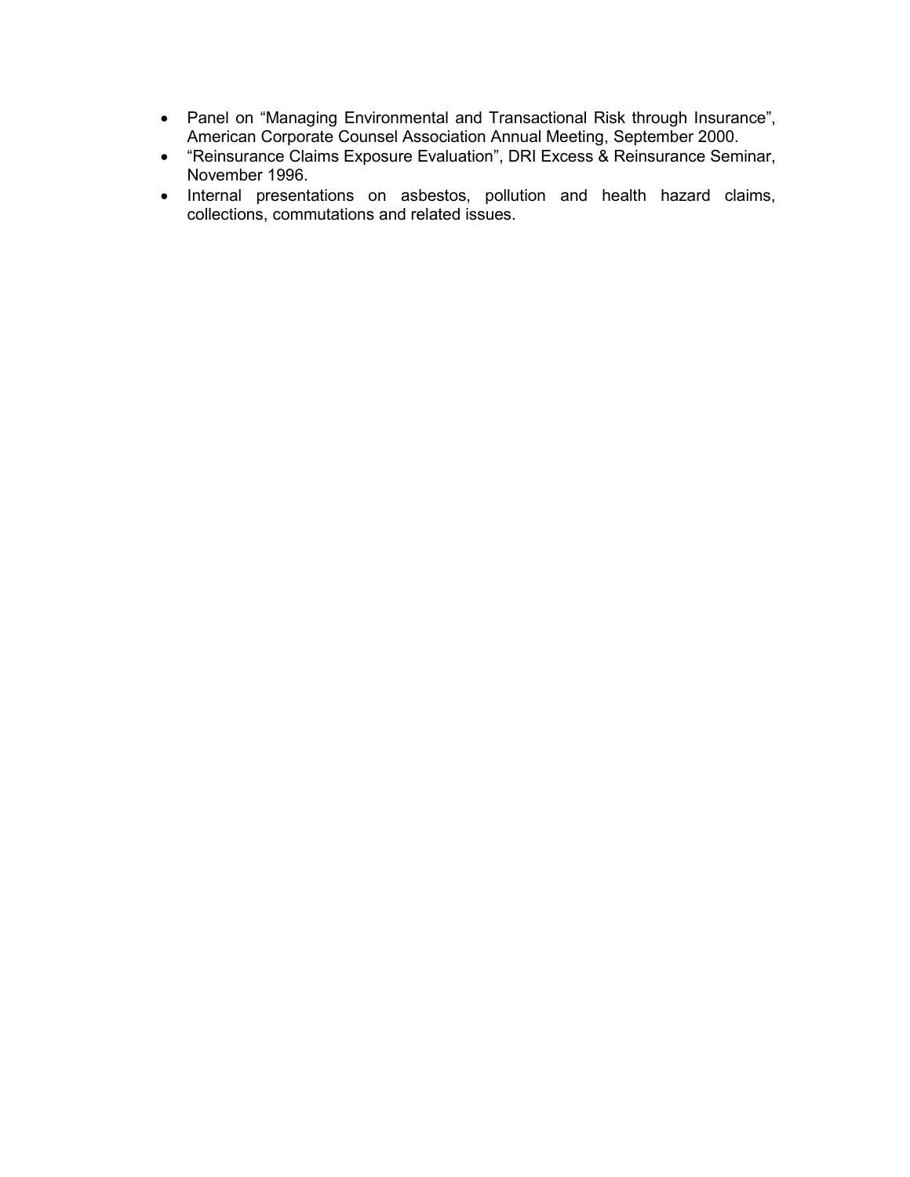- Panel on “Managing Environmental and Transactional Risk through Insurance”, American Corporate Counsel Association Annual Meeting, September 2000.
- “Reinsurance Claims Exposure Evaluation”, DRI Excess & Reinsurance Seminar, November 1996.
- Internal presentations on asbestos, pollution and health hazard claims, collections, commutations and related issues.